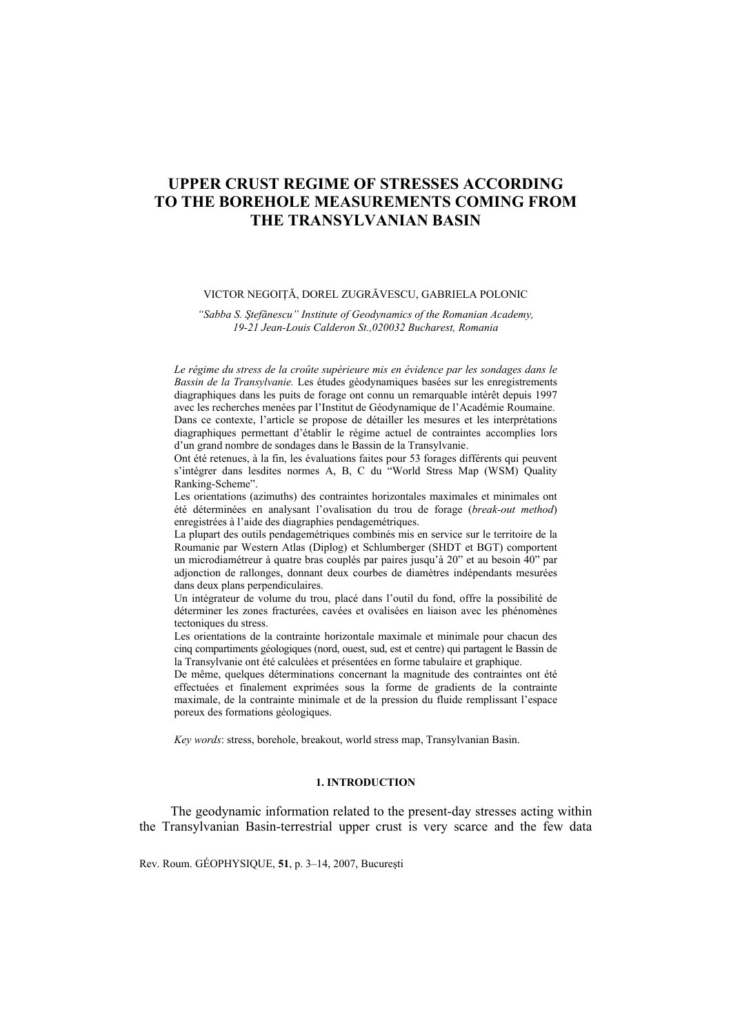# UPPER CRUST REGIME OF STRESSES ACCORDING TO THE BOREHOLE MEASUREMENTS COMING FROM THE TRANSYLVANIAN BASIN

VICTOR NEGOIȚĂ, DOREL ZUGRĂVESCU, GABRIELA POLONIC

*"Sabba S. Ştefănescu" Institute of Geodynamics of the Romanian Academy, 19-21 Jean-Louis Calderon St.,020032 Bucharest, Romania*

*Le régime du stress de la croûte supérieure mis en évidence par les sondages dans le Bassin de la Transylvanie.* Les études géodynamiques basées sur les enregistrements diagraphiques dans les puits de forage ont connu un remarquable intérêt depuis 1997 avec les recherches menées par l'Institut de Géodynamique de l'Académie Roumaine. Dans ce contexte, l'article se propose de détailler les mesures et les interprétations diagraphiques permettant d'établir le régime actuel de contraintes accomplies lors d'un grand nombre de sondages dans le Bassin de la Transylvanie.

Ont été retenues, à la fin, les évaluations faites pour 53 forages différents qui peuvent s'intégrer dans lesdites normes A, B, C du "World Stress Map (WSM) Quality Ranking-Scheme".

Les orientations (azimuths) des contraintes horizontales maximales et minimales ont été déterminées en analysant l'ovalisation du trou de forage (*break-out method*) enregistrées à l'aide des diagraphies pendagemétriques.

La plupart des outils pendagemétriques combinés mis en service sur le territoire de la Roumanie par Western Atlas (Diplog) et Schlumberger (SHDT et BGT) comportent un microdiamétreur à quatre bras couplés par paires jusqu'à 20" et au besoin 40" par adjonction de rallonges, donnant deux courbes de diamètres indépendants mesurées dans deux plans perpendiculaires.

Un intégrateur de volume du trou, placé dans l'outil du fond, offre la possibilité de déterminer les zones fracturées, cavées et ovalisées en liaison avec les phénomènes tectoniques du stress.

Les orientations de la contrainte horizontale maximale et minimale pour chacun des cinq compartiments géologiques (nord, ouest, sud, est et centre) qui partagent le Bassin de la Transylvanie ont été calculées et présentées en forme tabulaire et graphique.

De même, quelques déterminations concernant la magnitude des contraintes ont été effectuées et finalement exprimées sous la forme de gradients de la contrainte maximale, de la contrainte minimale et de la pression du fluide remplissant l'espace poreux des formations géologiques.

*Key words*: stress, borehole, breakout, world stress map, Transylvanian Basin.

## 1. INTRODUCTION

The geodynamic information related to the present-day stresses acting within the Transylvanian Basin-terrestrial upper crust is very scarce and the few data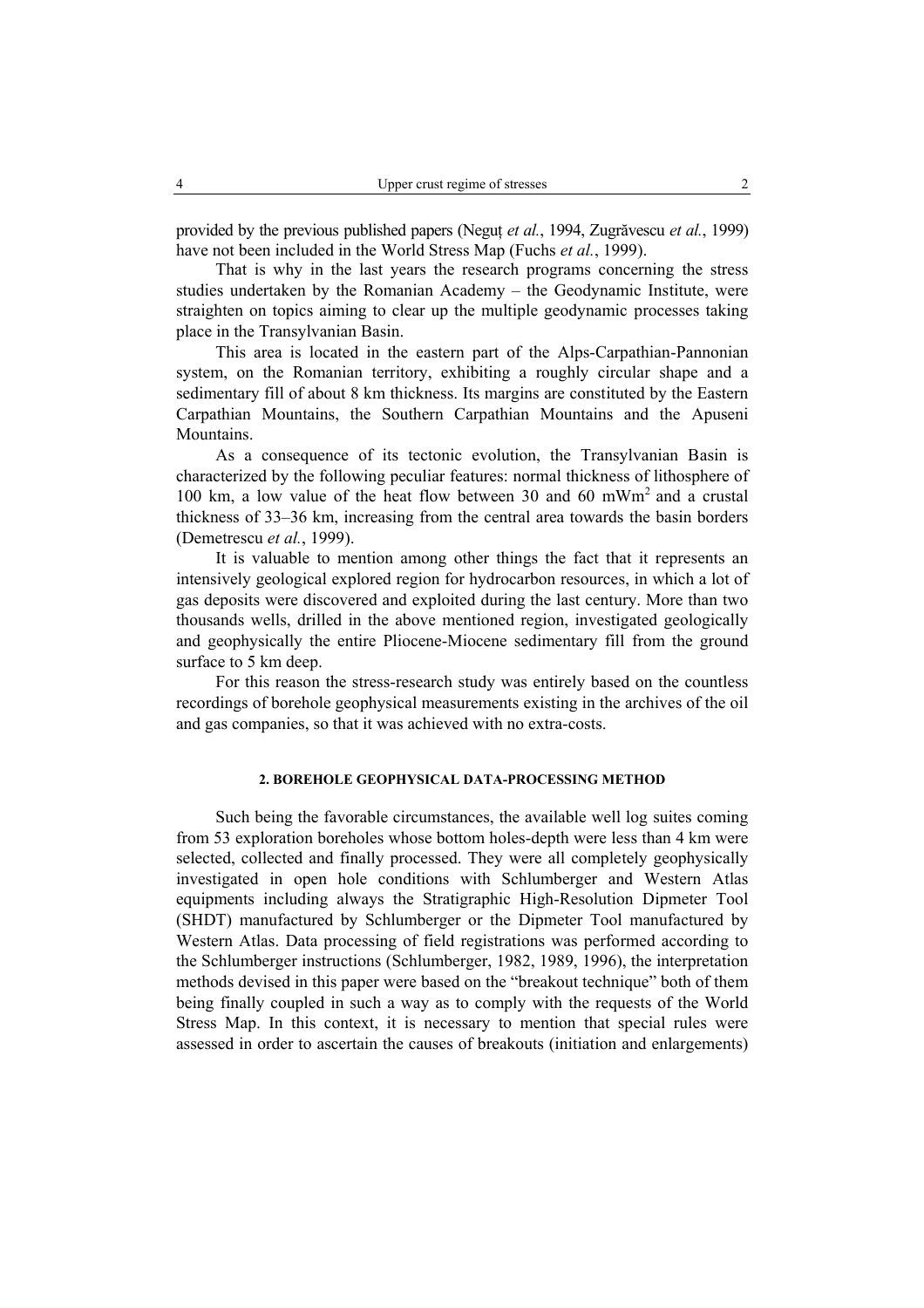provided by the previous published papers (Neguț *et al.*, 1994, Zugrăvescu *et al.*, 1999) have not been included in the World Stress Map (Fuchs *et al.*, 1999).

That is why in the last years the research programs concerning the stress studies undertaken by the Romanian Academy – the Geodynamic Institute, were straighten on topics aiming to clear up the multiple geodynamic processes taking place in the Transylvanian Basin.

This area is located in the eastern part of the Alps-Carpathian-Pannonian system, on the Romanian territory, exhibiting a roughly circular shape and a sedimentary fill of about 8 km thickness. Its margins are constituted by the Eastern Carpathian Mountains, the Southern Carpathian Mountains and the Apuseni Mountains.

As a consequence of its tectonic evolution, the Transylvanian Basin is characterized by the following peculiar features: normal thickness of lithosphere of 100 km, a low value of the heat flow between 30 and 60 $mWm^2$ and a crustal thickness of 33–36 km, increasing from the central area towards the basin borders (Demetrescu *et al.*, 1999).

It is valuable to mention among other things the fact that it represents an intensively geological explored region for hydrocarbon resources, in which a lot of gas deposits were discovered and exploited during the last century. More than two thousands wells, drilled in the above mentioned region, investigated geologically and geophysically the entire Pliocene-Miocene sedimentary fill from the ground surface to 5 km deep.

For this reason the stress-research study was entirely based on the countless recordings of borehole geophysical measurements existing in the archives of the oil and gas companies, so that it was achieved with no extra-costs.

## 2. BOREHOLE GEOPHYSICAL DATA-PROCESSING METHOD

Such being the favorable circumstances, the available well log suites coming from 53 exploration boreholes whose bottom holes-depth were less than 4 km were selected, collected and finally processed. They were all completely geophysically investigated in open hole conditions with Schlumberger and Western Atlas equipments including always the Stratigraphic High-Resolution Dipmeter Tool (SHDT) manufactured by Schlumberger or the Dipmeter Tool manufactured by Western Atlas. Data processing of field registrations was performed according to the Schlumberger instructions (Schlumberger, 1982, 1989, 1996), the interpretation methods devised in this paper were based on the "breakout technique" both of them being finally coupled in such a way as to comply with the requests of the World Stress Map. In this context, it is necessary to mention that special rules were assessed in order to ascertain the causes of breakouts (initiation and enlargements)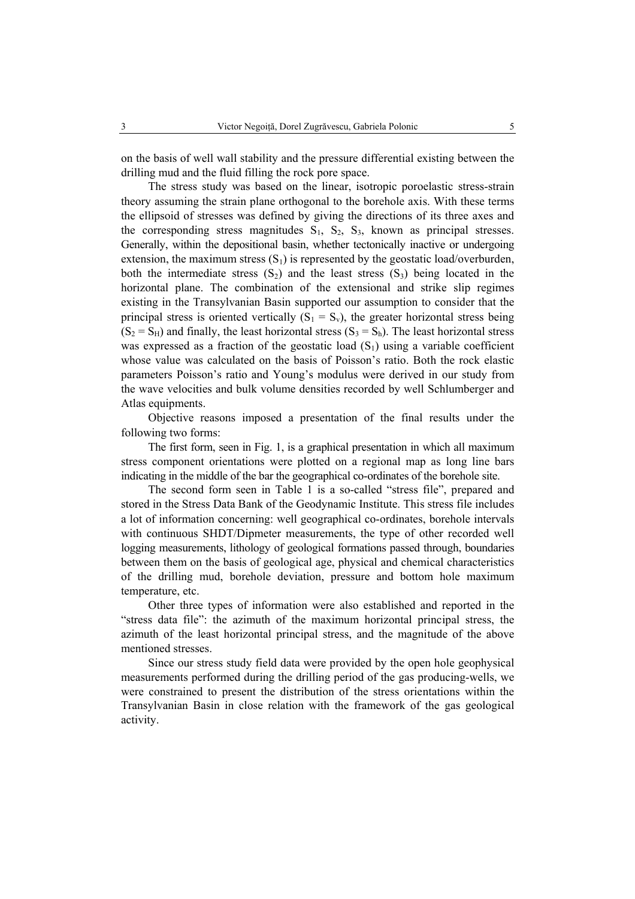on the basis of well wall stability and the pressure differential existing between the drilling mud and the fluid filling the rock pore space.

The stress study was based on the linear, isotropic poroelastic stress-strain theory assuming the strain plane orthogonal to the borehole axis. With these terms the ellipsoid of stresses was defined by giving the directions of its three axes and the corresponding stress magnitudes $S_1$, $S_2$, $S_3$, known as principal stresses. Generally, within the depositional basin, whether tectonically inactive or undergoing extension, the maximum stress ($S_1$) is represented by the geostatic load/overburden, both the intermediate stress ($S_2$) and the least stress ($S_3$) being located in the horizontal plane. The combination of the extensional and strike slip regimes existing in the Transylvanian Basin supported our assumption to consider that the principal stress is oriented vertically ($S_1 = S_v$), the greater horizontal stress being ($S_2 = S_H$) and finally, the least horizontal stress ($S_3 = S_h$). The least horizontal stress was expressed as a fraction of the geostatic load ($S_1$) using a variable coefficient whose value was calculated on the basis of Poisson's ratio. Both the rock elastic parameters Poisson's ratio and Young's modulus were derived in our study from the wave velocities and bulk volume densities recorded by well Schlumberger and Atlas equipments.

Objective reasons imposed a presentation of the final results under the following two forms:

The first form, seen in Fig. 1, is a graphical presentation in which all maximum stress component orientations were plotted on a regional map as long line bars indicating in the middle of the bar the geographical co-ordinates of the borehole site.

The second form seen in Table 1 is a so-called "stress file", prepared and stored in the Stress Data Bank of the Geodynamic Institute. This stress file includes a lot of information concerning: well geographical co-ordinates, borehole intervals with continuous SHDT/Dipmeter measurements, the type of other recorded well logging measurements, lithology of geological formations passed through, boundaries between them on the basis of geological age, physical and chemical characteristics of the drilling mud, borehole deviation, pressure and bottom hole maximum temperature, etc.

Other three types of information were also established and reported in the "stress data file": the azimuth of the maximum horizontal principal stress, the azimuth of the least horizontal principal stress, and the magnitude of the above mentioned stresses.

Since our stress study field data were provided by the open hole geophysical measurements performed during the drilling period of the gas producing-wells, we were constrained to present the distribution of the stress orientations within the Transylvanian Basin in close relation with the framework of the gas geological activity.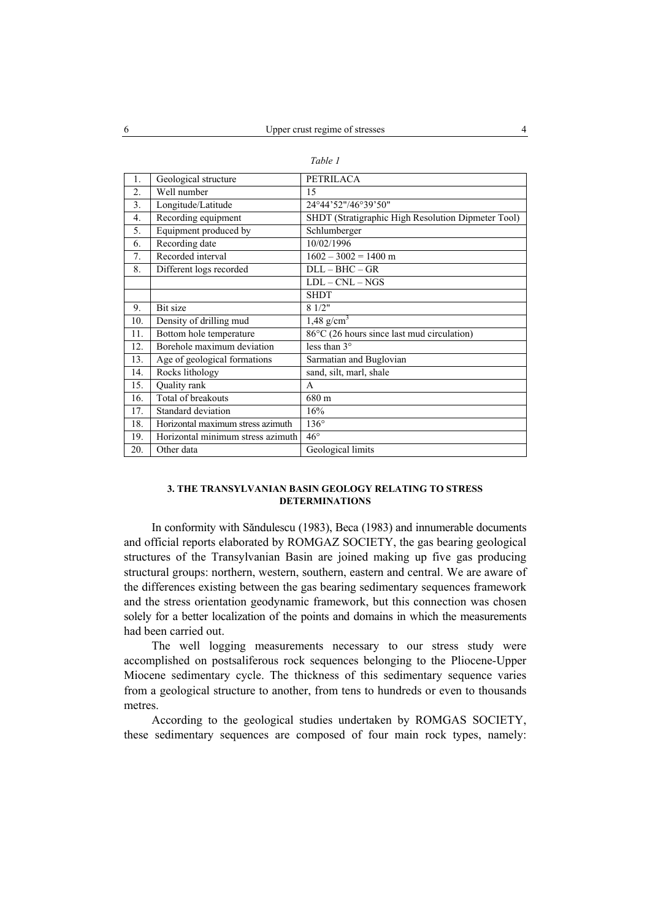*Table 1*

| 1. | Geological structure | PETRILACA |
|---|---|---|
| 2. | Well number | 15 |
| 3. | Longitude/Latitude | 24°44'52"/46°39'50" |
| 4. | Recording equipment | SHDT (Stratigraphic High Resolution Dipmeter Tool) |
| 5. | Equipment produced by | Schlumberger |
| 6. | Recording date | 10/02/1996 |
| 7. | Recorded interval | 1602 – 3002 = 1400 m |
| 8. | Different logs recorded | DLL – BHC – GR |
| | | LDL – CNL – NGS |
| | | SHDT |
| 9. | Bit size | 8 1/2" |
| 10. | Density of drilling mud | 1,48 g/cm$^3$ |
| 11. | Bottom hole temperature | 86°C (26 hours since last mud circulation) |
| 12. | Borehole maximum deviation | less than 3° |
| 13. | Age of geological formations | Sarmatian and Buglovian |
| 14. | Rocks lithology | sand, silt, marl, shale |
| 15. | Quality rank | A |
| 16. | Total of breakouts | 680 m |
| 17. | Standard deviation | 16% |
| 18. | Horizontal maximum stress azimuth | 136° |
| 19. | Horizontal minimum stress azimuth | 46° |
| 20. | Other data | Geological limits |

## 3. THE TRANSYLVANIAN BASIN GEOLOGY RELATING TO STRESS DETERMINATIONS

In conformity with Săndulescu (1983), Beca (1983) and innumerable documents and official reports elaborated by ROMGAZ SOCIETY, the gas bearing geological structures of the Transylvanian Basin are joined making up five gas producing structural groups: northern, western, southern, eastern and central. We are aware of the differences existing between the gas bearing sedimentary sequences framework and the stress orientation geodynamic framework, but this connection was chosen solely for a better localization of the points and domains in which the measurements had been carried out.

The well logging measurements necessary to our stress study were accomplished on postsaliferous rock sequences belonging to the Pliocene-Upper Miocene sedimentary cycle. The thickness of this sedimentary sequence varies from a geological structure to another, from tens to hundreds or even to thousands metres.

According to the geological studies undertaken by ROMGAS SOCIETY, these sedimentary sequences are composed of four main rock types, namely: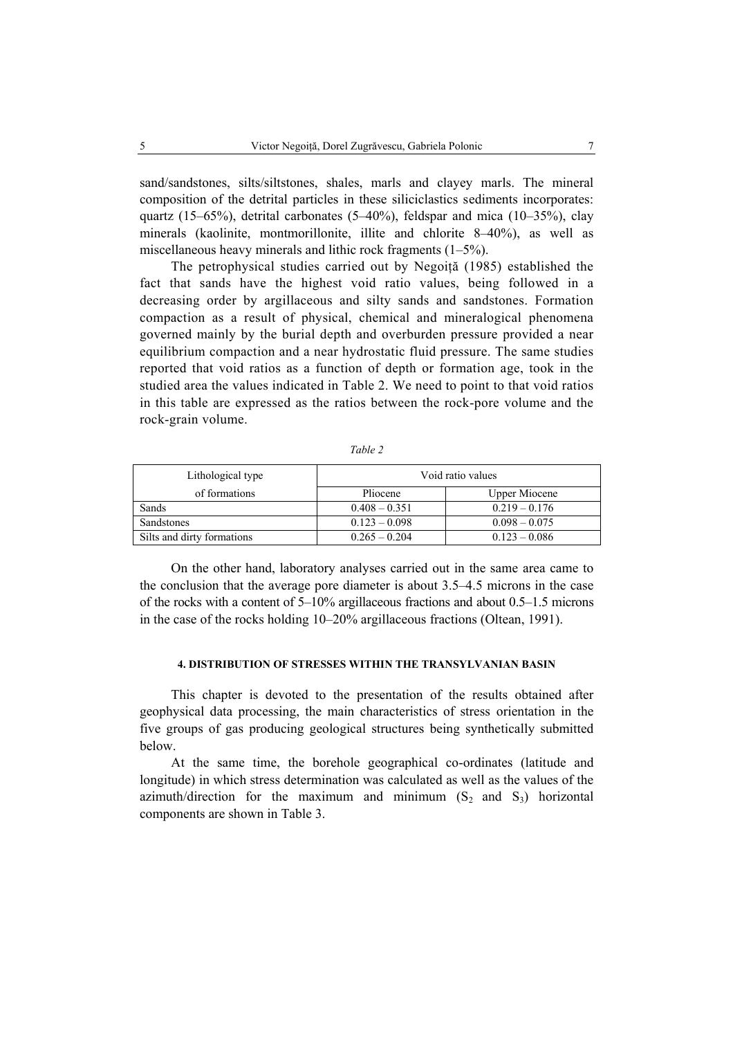sand/sandstones, silts/siltstones, shales, marls and clayey marls. The mineral composition of the detrital particles in these siliciclastics sediments incorporates: quartz (15–65%), detrital carbonates (5–40%), feldspar and mica (10–35%), clay minerals (kaolinite, montmorillonite, illite and chlorite 8–40%), as well as miscellaneous heavy minerals and lithic rock fragments (1–5%).

The petrophysical studies carried out by Negoiță (1985) established the fact that sands have the highest void ratio values, being followed in a decreasing order by argillaceous and silty sands and sandstones. Formation compaction as a result of physical, chemical and mineralogical phenomena governed mainly by the burial depth and overburden pressure provided a near equilibrium compaction and a near hydrostatic fluid pressure. The same studies reported that void ratios as a function of depth or formation age, took in the studied area the values indicated in Table 2. We need to point to that void ratios in this table are expressed as the ratios between the rock-pore volume and the rock-grain volume.

*Table 2*

| Lithological type of formations | Void ratio values | |
|---|---|---|
| | Pliocene | Upper Miocene |
| Sands | 0.408 – 0.351 | 0.219 – 0.176 |
| Sandstones | 0.123 – 0.098 | 0.098 – 0.075 |
| Silts and dirty formations | 0.265 – 0.204 | 0.123 – 0.086 |

On the other hand, laboratory analyses carried out in the same area came to the conclusion that the average pore diameter is about 3.5–4.5 microns in the case of the rocks with a content of 5–10% argillaceous fractions and about 0.5–1.5 microns in the case of the rocks holding 10–20% argillaceous fractions (Oltean, 1991).

#### 4. DISTRIBUTION OF STRESSES WITHIN THE TRANSYLVANIAN BASIN

This chapter is devoted to the presentation of the results obtained after geophysical data processing, the main characteristics of stress orientation in the five groups of gas producing geological structures being synthetically submitted below.

At the same time, the borehole geographical co-ordinates (latitude and longitude) in which stress determination was calculated as well as the values of the azimuth/direction for the maximum and minimum ($S_2$ and $S_3$) horizontal components are shown in Table 3.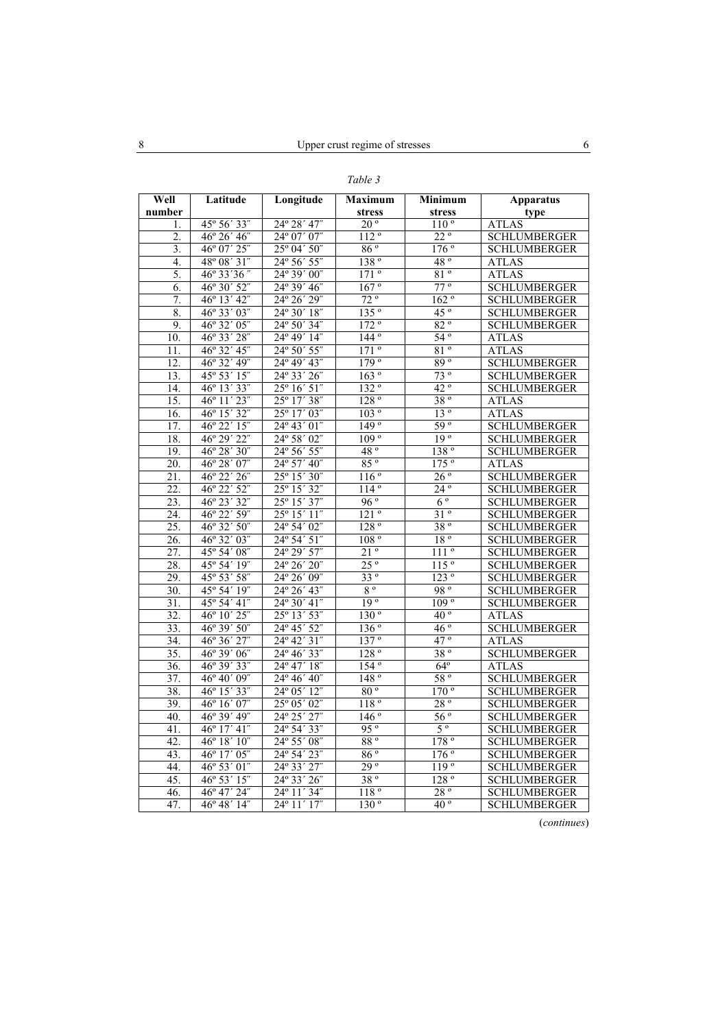*Table 3*

| Well number | Latitude | Longitude | Maximum stress | Minimum stress | Apparatus type |
|---|---|---|---|---|---|
| 1. | 45º 56´ 33″ | 24º 28´ 47″ | 20 º | 110 º | ATLAS |
| 2. | 46º 26´ 46″ | 24º 07´ 07″ | 112 º | 22 º | SCHLUMBERGER |
| 3. | 46º 07´ 25″ | 25º 04´ 50″ | 86 º | 176 º | SCHLUMBERGER |
| 4. | 48º 08´ 31″ | 24º 56´ 55″ | 138 º | 48 º | ATLAS |
| 5. | 46º 33´36 ″ | 24º 39´ 00″ | 171 º | 81 º | ATLAS |
| 6. | 46º 30´ 52″ | 24º 39´ 46″ | 167 º | 77 º | SCHLUMBERGER |
| 7. | 46º 13´ 42″ | 24º 26´ 29″ | 72 º | 162 º | SCHLUMBERGER |
| 8. | 46º 33´ 03″ | 24º 30´ 18″ | 135 º | 45 º | SCHLUMBERGER |
| 9. | 46º 32´ 05″ | 24º 50´ 34″ | 172 º | 82 º | SCHLUMBERGER |
| 10. | 46º 33´ 28″ | 24º 49´ 14″ | 144 º | 54 º | ATLAS |
| 11. | 46º 32´ 45″ | 24º 50´ 55″ | 171 º | 81 º | ATLAS |
| 12. | 46º 32´ 49″ | 24º 49´ 43″ | 179 º | 89 º | SCHLUMBERGER |
| 13. | 45º 53´ 15″ | 24º 33´ 26″ | 163 º | 73 º | SCHLUMBERGER |
| 14. | 46º 13´ 33″ | 25º 16´ 51″ | 132 º | 42 º | SCHLUMBERGER |
| 15. | 46º 11´ 23″ | 25º 17´ 38″ | 128 º | 38 º | ATLAS |
| 16. | 46º 15´ 32″ | 25º 17´ 03″ | 103 º | 13 º | ATLAS |
| 17. | 46º 22´ 15″ | 24º 43´ 01″ | 149 º | 59 º | SCHLUMBERGER |
| 18. | 46º 29´ 22″ | 24º 58´ 02″ | 109 º | 19 º | SCHLUMBERGER |
| 19. | 46º 28´ 30″ | 24º 56´ 55″ | 48 º | 138 º | SCHLUMBERGER |
| 20. | 46º 28´ 07″ | 24º 57´ 40″ | 85 º | 175 º | ATLAS |
| 21. | 46º 22´ 26″ | 25º 15´ 30″ | 116 º | 26 º | SCHLUMBERGER |
| 22. | 46º 22´ 52″ | 25º 15´ 32″ | 114 º | 24 º | SCHLUMBERGER |
| 23. | 46º 23´ 32″ | 25º 15´ 37″ | 96 º | 6 º | SCHLUMBERGER |
| 24. | 46º 22´ 59″ | 25º 15´ 11″ | 121 º | 31 º | SCHLUMBERGER |
| 25. | 46º 32´ 50″ | 24º 54´ 02″ | 128 º | 38 º | SCHLUMBERGER |
| 26. | 46º 32´ 03″ | 24º 54´ 51″ | 108 º | 18 º | SCHLUMBERGER |
| 27. | 45º 54´ 08″ | 24º 29´ 57″ | 21 º | 111 º | SCHLUMBERGER |
| 28. | 45º 54´ 19″ | 24º 26´ 20″ | 25 º | 115 º | SCHLUMBERGER |
| 29. | 45º 53´ 58″ | 24º 26´ 09″ | 33 º | 123 º | SCHLUMBERGER |
| 30. | 45º 54´ 19″ | 24º 26´ 43″ | 8 º | 98 º | SCHLUMBERGER |
| 31. | 45º 54´ 41″ | 24º 30´ 41″ | 19 º | 109 º | SCHLUMBERGER |
| 32. | 46º 10´ 25″ | 25º 13´ 53″ | 130 º | 40 º | ATLAS |
| 33. | 46º 39´ 50″ | 24º 45´ 52″ | 136 º | 46 º | SCHLUMBERGER |
| 34. | 46º 36´ 27″ | 24º 42´ 31″ | 137 º | 47 º | ATLAS |
| 35. | 46º 39´ 06″ | 24º 46´ 33″ | 128 º | 38 º | SCHLUMBERGER |
| 36. | 46º 39´ 33″ | 24º 47´ 18″ | 154 º | 64º | ATLAS |
| 37. | 46º 40´ 09″ | 24º 46´ 40″ | 148 º | 58 º | SCHLUMBERGER |
| 38. | 46º 15´ 33″ | 24º 05´ 12″ | 80 º | 170 º | SCHLUMBERGER |
| 39. | 46º 16´ 07″ | 25º 05´ 02″ | 118 º | 28 º | SCHLUMBERGER |
| 40. | 46º 39´ 49″ | 24º 25´ 27″ | 146 º | 56 º | SCHLUMBERGER |
| 41. | 46º 17´ 41″ | 24º 54´ 33″ | 95 º | 5 º | SCHLUMBERGER |
| 42. | 46º 18´ 10″ | 24º 55´ 08″ | 88 º | 178 º | SCHLUMBERGER |
| 43. | 46º 17´ 05″ | 24º 54´ 23″ | 86 º | 176 º | SCHLUMBERGER |
| 44. | 46º 53´ 01″ | 24º 33´ 27″ | 29 º | 119 º | SCHLUMBERGER |
| 45. | 46º 53´ 15″ | 24º 33´ 26″ | 38 º | 128 º | SCHLUMBERGER |
| 46. | 46º 47´ 24″ | 24º 11´ 34″ | 118 º | 28 º | SCHLUMBERGER |
| 47. | 46º 48´ 14″ | 24º 11´ 17″ | 130 º | 40 º | SCHLUMBERGER |

(*continues*)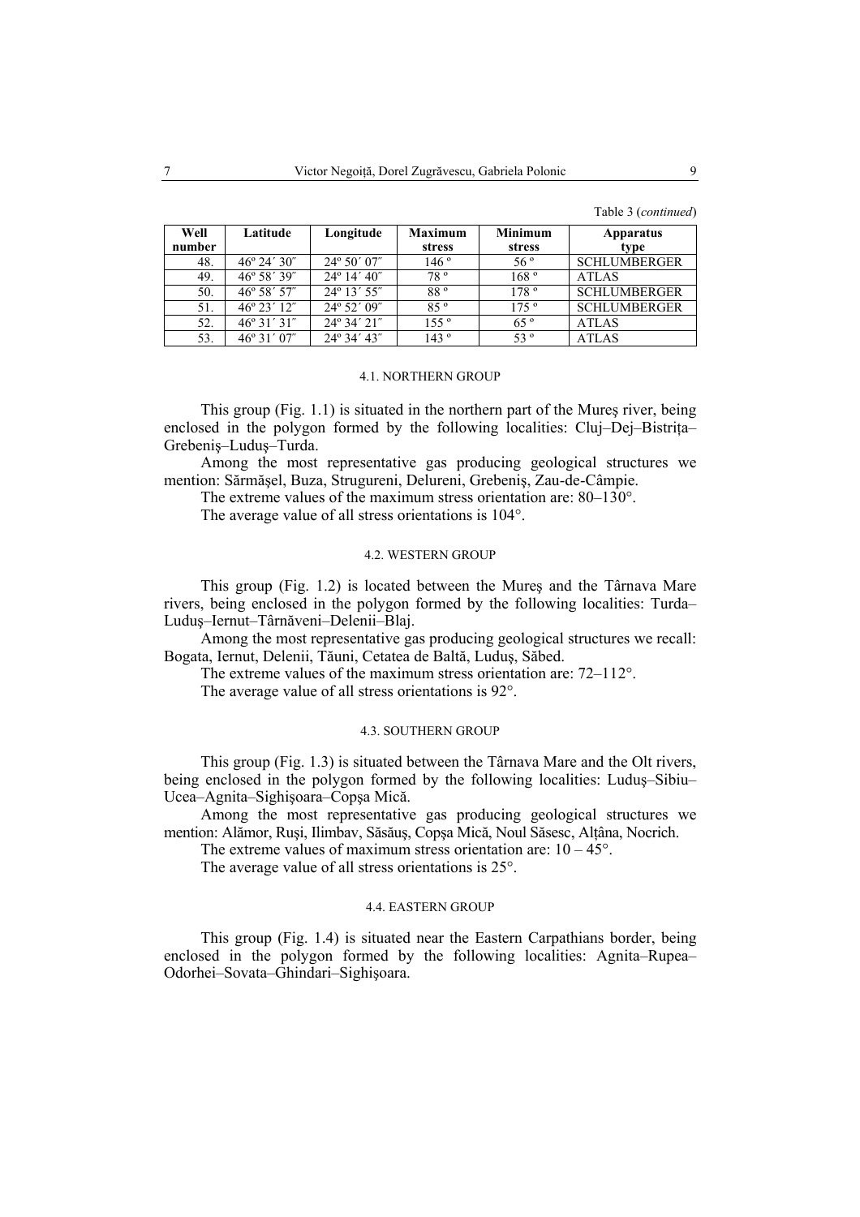Table 3 (*continued*)

| Well number | Latitude | Longitude | Maximum stress | Minimum stress | Apparatus type |
|---|---|---|---|---|---|
| 48. | 46º 24´ 30″ | 24º 50´ 07″ | 146 º | 56 º | SCHLUMBERGER |
| 49. | 46º 58´ 39″ | 24º 14´ 40″ | 78 º | 168 º | ATLAS |
| 50. | 46º 58´ 57″ | 24º 13´ 55″ | 88 º | 178 º | SCHLUMBERGER |
| 51. | 46º 23´ 12″ | 24º 52´ 09″ | 85 º | 175 º | SCHLUMBERGER |
| 52. | 46º 31´ 31″ | 24º 34´ 21″ | 155 º | 65 º | ATLAS |
| 53. | 46º 31´ 07″ | 24º 34´ 43″ | 143 º | 53 º | ATLAS |

### 4.1. NORTHERN GROUP

This group (Fig. 1.1) is situated in the northern part of the Mureş river, being enclosed in the polygon formed by the following localities: Cluj–Dej–Bistriţa–Grebeniş–Luduş–Turda.

Among the most representative gas producing geological structures we mention: Sărmăşel, Buza, Strugureni, Delureni, Grebeniş, Zau-de-Câmpie.

The extreme values of the maximum stress orientation are: 80–130°.

The average value of all stress orientations is 104°.

### 4.2. WESTERN GROUP

This group (Fig. 1.2) is located between the Mureş and the Târnava Mare rivers, being enclosed in the polygon formed by the following localities: Turda–Luduş–Iernut–Târnăveni–Delenii–Blaj.

Among the most representative gas producing geological structures we recall: Bogata, Iernut, Delenii, Tăuni, Cetatea de Baltă, Luduş, Săbed.

The extreme values of the maximum stress orientation are: 72–112°.

The average value of all stress orientations is 92°.

### 4.3. SOUTHERN GROUP

This group (Fig. 1.3) is situated between the Târnava Mare and the Olt rivers, being enclosed in the polygon formed by the following localities: Luduş–Sibiu–Ucea–Agnita–Sighişoara–Copşa Mică.

Among the most representative gas producing geological structures we mention: Alămor, Ruşi, Ilimbav, Săsăuş, Copşa Mică, Noul Săsesc, Alţâna, Nocrich.

The extreme values of maximum stress orientation are: 10 – 45°.

The average value of all stress orientations is 25°.

### 4.4. EASTERN GROUP

This group (Fig. 1.4) is situated near the Eastern Carpathians border, being enclosed in the polygon formed by the following localities: Agnita–Rupea–Odorhei–Sovata–Ghindari–Sighişoara.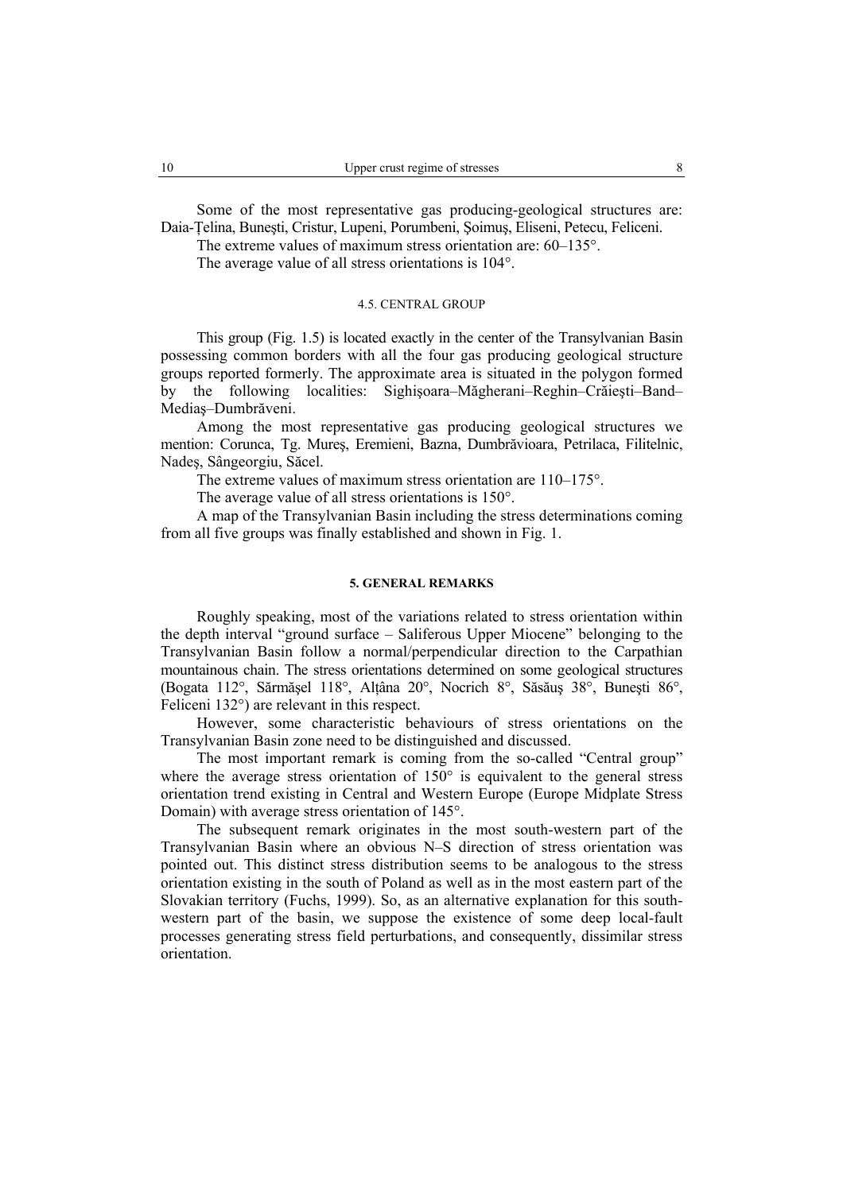Some of the most representative gas producing-geological structures are: Daia-Țelina, Bunești, Cristur, Lupeni, Porumbeni, Șoimuș, Eliseni, Petecu, Feliceni.

The extreme values of maximum stress orientation are: 60–135°.

The average value of all stress orientations is 104°.

### 4.5. CENTRAL GROUP

This group (Fig. 1.5) is located exactly in the center of the Transylvanian Basin possessing common borders with all the four gas producing geological structure groups reported formerly. The approximate area is situated in the polygon formed by the following localities: Sighişoara–Măgherani–Reghin–Crăieşti–Band–Mediaş–Dumbrăveni.

Among the most representative gas producing geological structures we mention: Corunca, Tg. Mureş, Eremieni, Bazna, Dumbrăvioara, Petrilaca, Filitelnic, Nadeş, Sângeorgiu, Săcel.

The extreme values of maximum stress orientation are 110–175°.

The average value of all stress orientations is 150°.

A map of the Transylvanian Basin including the stress determinations coming from all five groups was finally established and shown in Fig. 1.

## 5. GENERAL REMARKS

Roughly speaking, most of the variations related to stress orientation within the depth interval "ground surface – Saliferous Upper Miocene" belonging to the Transylvanian Basin follow a normal/perpendicular direction to the Carpathian mountainous chain. The stress orientations determined on some geological structures (Bogata 112°, Sărmăşel 118°, Alţâna 20°, Nocrich 8°, Săsăuş 38°, Buneşti 86°, Feliceni 132°) are relevant in this respect.

However, some characteristic behaviours of stress orientations on the Transylvanian Basin zone need to be distinguished and discussed.

The most important remark is coming from the so-called "Central group" where the average stress orientation of 150° is equivalent to the general stress orientation trend existing in Central and Western Europe (Europe Midplate Stress Domain) with average stress orientation of 145°.

The subsequent remark originates in the most south-western part of the Transylvanian Basin where an obvious N–S direction of stress orientation was pointed out. This distinct stress distribution seems to be analogous to the stress orientation existing in the south of Poland as well as in the most eastern part of the Slovakian territory (Fuchs, 1999). So, as an alternative explanation for this south-western part of the basin, we suppose the existence of some deep local-fault processes generating stress field perturbations, and consequently, dissimilar stress orientation.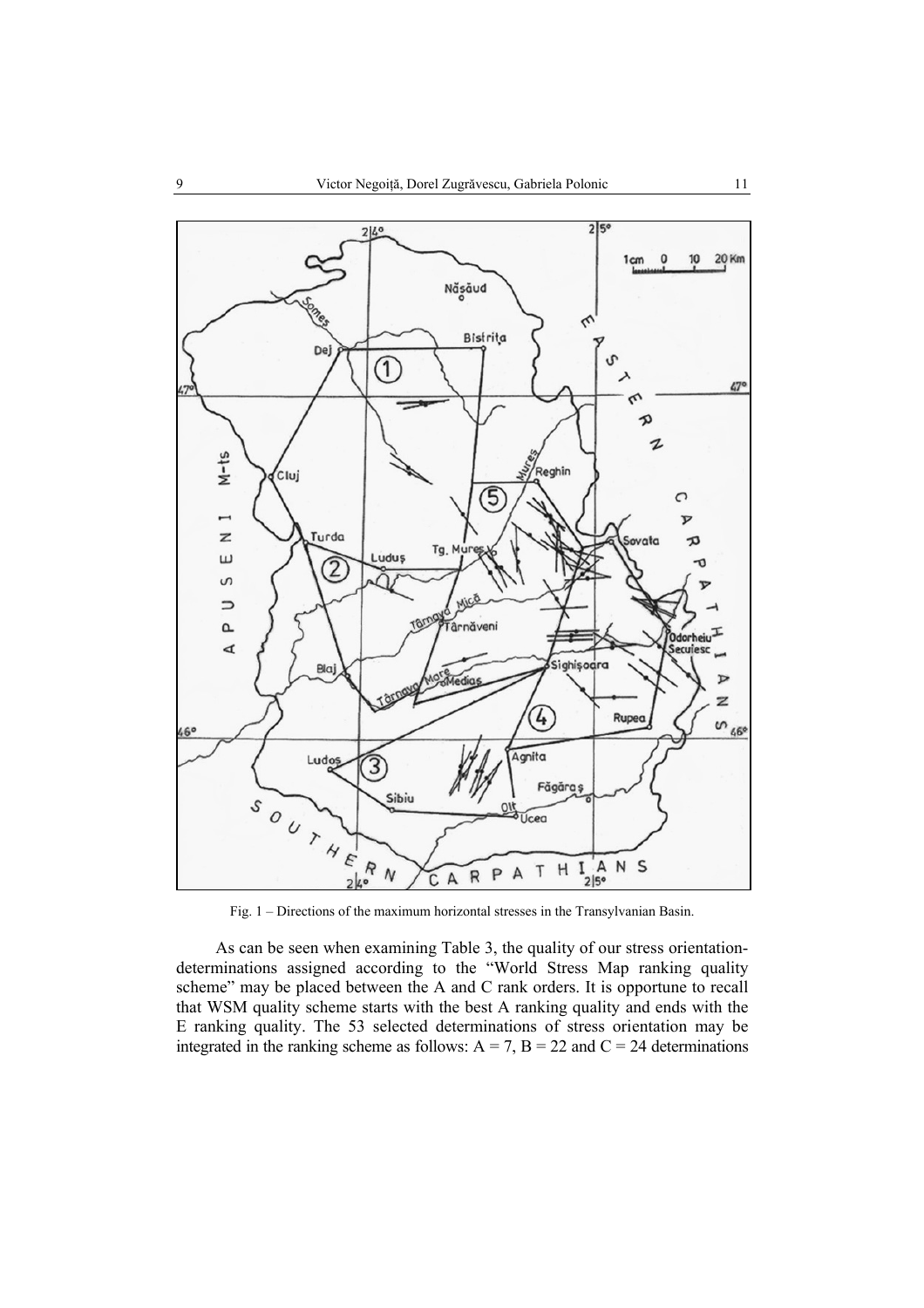Fig. 1 – Directions of the maximum horizontal stresses in the Transylvanian Basin.

As can be seen when examining Table 3, the quality of our stress orientation-determinations assigned according to the "World Stress Map ranking quality scheme" may be placed between the A and C rank orders. It is opportune to recall that WSM quality scheme starts with the best A ranking quality and ends with the E ranking quality. The 53 selected determinations of stress orientation may be integrated in the ranking scheme as follows: A = 7, B = 22 and C = 24 determinations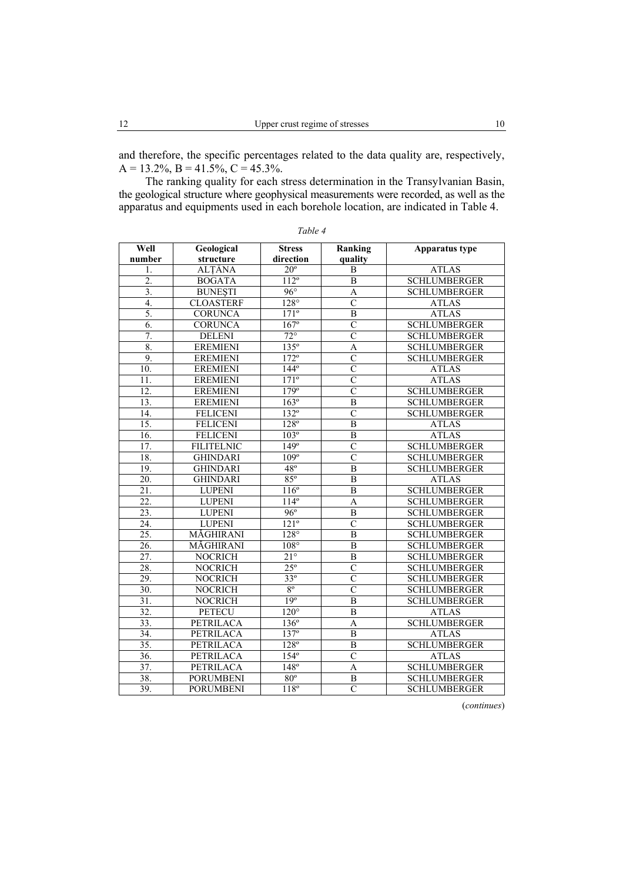and therefore, the specific percentages related to the data quality are, respectively, A = 13.2%, B = 41.5%, C = 45.3%.

The ranking quality for each stress determination in the Transylvanian Basin, the geological structure where geophysical measurements were recorded, as well as the apparatus and equipments used in each borehole location, are indicated in Table 4.

*Table 4*

| Well number | Geological structure | Stress direction | Ranking quality | Apparatus type |
|---|---|---|---|---|
| 1. | ALȚÂNA | 20º | B | ATLAS |
| 2. | BOGATA | 112º | B | SCHLUMBERGER |
| 3. | BUNEȘTI | 96° | A | SCHLUMBERGER |
| 4. | CLOASTERF | 128° | C | ATLAS |
| 5. | CORUNCA | 171º | B | ATLAS |
| 6. | CORUNCA | 167º | C | SCHLUMBERGER |
| 7. | DELENI | 72° | C | SCHLUMBERGER |
| 8. | EREMIENI | 135º | A | SCHLUMBERGER |
| 9. | EREMIENI | 172º | C | SCHLUMBERGER |
| 10. | EREMIENI | 144º | C | ATLAS |
| 11. | EREMIENI | 171º | C | ATLAS |
| 12. | EREMIENI | 179º | C | SCHLUMBERGER |
| 13. | EREMIENI | 163º | B | SCHLUMBERGER |
| 14. | FELICENI | 132º | C | SCHLUMBERGER |
| 15. | FELICENI | 128º | B | ATLAS |
| 16. | FELICENI | 103º | B | ATLAS |
| 17. | FILITELNIC | 149º | C | SCHLUMBERGER |
| 18. | GHINDARI | 109º | C | SCHLUMBERGER |
| 19. | GHINDARI | 48º | B | SCHLUMBERGER |
| 20. | GHINDARI | 85º | B | ATLAS |
| 21. | LUPENI | 116º | B | SCHLUMBERGER |
| 22. | LUPENI | 114º | A | SCHLUMBERGER |
| 23. | LUPENI | 96º | B | SCHLUMBERGER |
| 24. | LUPENI | 121º | C | SCHLUMBERGER |
| 25. | MĂGHIRANI | 128° | B | SCHLUMBERGER |
| 26. | MĂGHIRANI | 108° | B | SCHLUMBERGER |
| 27. | NOCRICH | 21° | B | SCHLUMBERGER |
| 28. | NOCRICH | 25º | C | SCHLUMBERGER |
| 29. | NOCRICH | 33º | C | SCHLUMBERGER |
| 30. | NOCRICH | 8º | C | SCHLUMBERGER |
| 31. | NOCRICH | 19º | B | SCHLUMBERGER |
| 32. | PETECU | 120° | B | ATLAS |
| 33. | PETRILACA | 136º | A | SCHLUMBERGER |
| 34. | PETRILACA | 137º | B | ATLAS |
| 35. | PETRILACA | 128º | B | SCHLUMBERGER |
| 36. | PETRILACA | 154º | C | ATLAS |
| 37. | PETRILACA | 148º | A | SCHLUMBERGER |
| 38. | PORUMBENI | 80º | B | SCHLUMBERGER |
| 39. | PORUMBENI | 118º | C | SCHLUMBERGER |

(*continues*)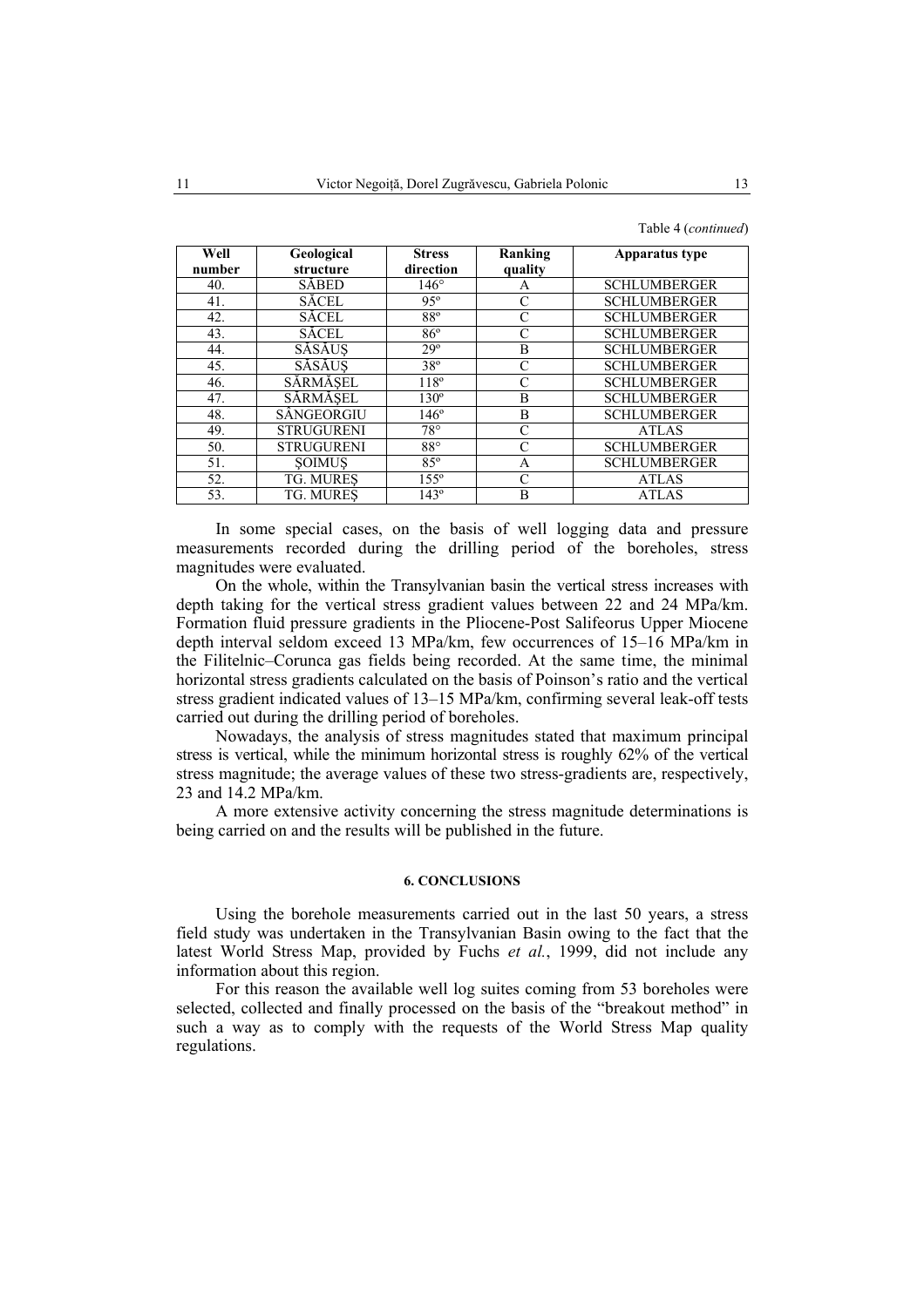Table 4 (*continued*)

| Well number | Geological structure | Stress direction | Ranking quality | Apparatus type |
|---|---|---|---|---|
| 40. | SĂBED | 146° | A | SCHLUMBERGER |
| 41. | SĂCEL | 95° | C | SCHLUMBERGER |
| 42. | SĂCEL | 88° | C | SCHLUMBERGER |
| 43. | SĂCEL | 86° | C | SCHLUMBERGER |
| 44. | SĂSĂUȘ | 29° | B | SCHLUMBERGER |
| 45. | SĂSĂUȘ | 38° | C | SCHLUMBERGER |
| 46. | SĂRMĂȘEL | 118° | C | SCHLUMBERGER |
| 47. | SĂRMĂȘEL | 130° | B | SCHLUMBERGER |
| 48. | SÂNGEORGIU | 146° | B | SCHLUMBERGER |
| 49. | STRUGURENI | 78° | C | ATLAS |
| 50. | STRUGURENI | 88° | C | SCHLUMBERGER |
| 51. | ȘOIMUȘ | 85° | A | SCHLUMBERGER |
| 52. | TG. MUREȘ | 155° | C | ATLAS |
| 53. | TG. MUREȘ | 143° | B | ATLAS |

In some special cases, on the basis of well logging data and pressure measurements recorded during the drilling period of the boreholes, stress magnitudes were evaluated.

On the whole, within the Transylvanian basin the vertical stress increases with depth taking for the vertical stress gradient values between 22 and 24 MPa/km. Formation fluid pressure gradients in the Pliocene-Post Salifeorus Upper Miocene depth interval seldom exceed 13 MPa/km, few occurrences of 15–16 MPa/km in the Filitelnic–Corunca gas fields being recorded. At the same time, the minimal horizontal stress gradients calculated on the basis of Poinson's ratio and the vertical stress gradient indicated values of 13–15 MPa/km, confirming several leak-off tests carried out during the drilling period of boreholes.

Nowadays, the analysis of stress magnitudes stated that maximum principal stress is vertical, while the minimum horizontal stress is roughly 62% of the vertical stress magnitude; the average values of these two stress-gradients are, respectively, 23 and 14.2 MPa/km.

A more extensive activity concerning the stress magnitude determinations is being carried on and the results will be published in the future.

## 6. CONCLUSIONS

Using the borehole measurements carried out in the last 50 years, a stress field study was undertaken in the Transylvanian Basin owing to the fact that the latest World Stress Map, provided by Fuchs *et al.*, 1999, did not include any information about this region.

For this reason the available well log suites coming from 53 boreholes were selected, collected and finally processed on the basis of the "breakout method" in such a way as to comply with the requests of the World Stress Map quality regulations.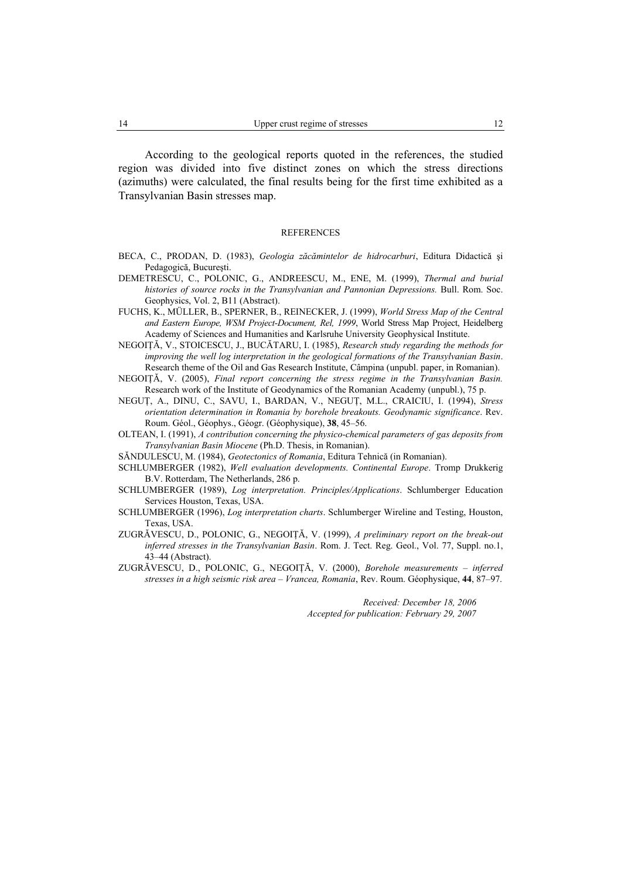According to the geological reports quoted in the references, the studied region was divided into five distinct zones on which the stress directions (azimuths) were calculated, the final results being for the first time exhibited as a Transylvanian Basin stresses map.

## REFERENCES

BECA, C., PRODAN, D. (1983), *Geologia zăcămintelor de hidrocarburi*, Editura Didactică şi Pedagogică, Bucureşti.

DEMETRESCU, C., POLONIC, G., ANDREESCU, M., ENE, M. (1999), *Thermal and burial histories of source rocks in the Transylvanian and Pannonian Depressions.* Bull. Rom. Soc. Geophysics, Vol. 2, B11 (Abstract).

FUCHS, K., MÜLLER, B., SPERNER, B., REINECKER, J. (1999), *World Stress Map of the Central and Eastern Europe, WSM Project-Document, Rel, 1999*, World Stress Map Project, Heidelberg Academy of Sciences and Humanities and Karlsruhe University Geophysical Institute.

NEGOIŢĂ, V., STOICESCU, J., BUCĂTARU, I. (1985), *Research study regarding the methods for improving the well log interpretation in the geological formations of the Transylvanian Basin*. Research theme of the Oil and Gas Research Institute, Câmpina (unpubl. paper, in Romanian).

NEGOIŢĂ, V. (2005), *Final report concerning the stress regime in the Transylvanian Basin.* Research work of the Institute of Geodynamics of the Romanian Academy (unpubl.), 75 p.

NEGUŢ, A., DINU, C., SAVU, I., BARDAN, V., NEGUŢ, M.L., CRAICIU, I. (1994), *Stress orientation determination in Romania by borehole breakouts. Geodynamic significance*. Rev. Roum. Géol., Géophys., Géogr. (Géophysique), **38**, 45–56.

OLTEAN, I. (1991), *A contribution concerning the physico-chemical parameters of gas deposits from Transylvanian Basin Miocene* (Ph.D. Thesis, in Romanian).

SĂNDULESCU, M. (1984), *Geotectonics of Romania*, Editura Tehnică (in Romanian).

SCHLUMBERGER (1982), *Well evaluation developments. Continental Europe*. Tromp Drukkerig B.V. Rotterdam, The Netherlands, 286 p.

SCHLUMBERGER (1989), *Log interpretation. Principles/Applications*. Schlumberger Education Services Houston, Texas, USA.

SCHLUMBERGER (1996), *Log interpretation charts*. Schlumberger Wireline and Testing, Houston, Texas, USA.

ZUGRĂVESCU, D., POLONIC, G., NEGOIŢĂ, V. (1999), *A preliminary report on the break-out inferred stresses in the Transylvanian Basin*. Rom. J. Tect. Reg. Geol., Vol. 77, Suppl. no.1, 43–44 (Abstract).

ZUGRĂVESCU, D., POLONIC, G., NEGOIŢĂ, V. (2000), *Borehole measurements – inferred stresses in a high seismic risk area – Vrancea, Romania*, Rev. Roum. Géophysique, **44**, 87–97.

*Received: December 18, 2006*
*Accepted for publication: February 29, 2007*